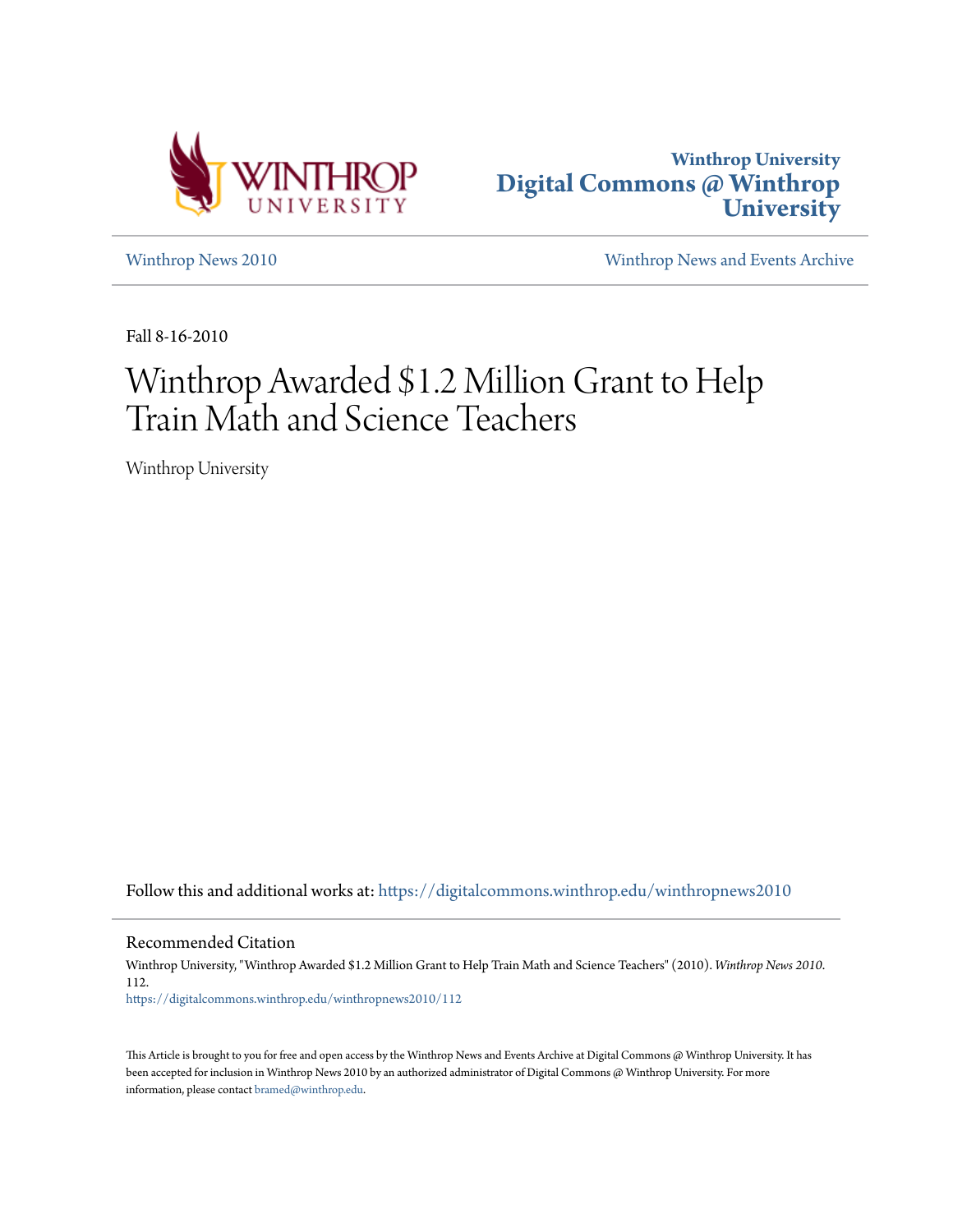Winthrop University
**Digital Commons @ Winthrop University**

Winthrop News 2010 | Winthrop News and Events Archive

Fall 8-16-2010

# Winthrop Awarded $1.2 Million Grant to Help Train Math and Science Teachers

Winthrop University

Follow this and additional works at: https://digitalcommons.winthrop.edu/winthropnews2010

## Recommended Citation

Winthrop University, "Winthrop Awarded $1.2 Million Grant to Help Train Math and Science Teachers" (2010). *Winthrop News 2010*. 112.
https://digitalcommons.winthrop.edu/winthropnews2010/112

This Article is brought to you for free and open access by the Winthrop News and Events Archive at Digital Commons @ Winthrop University. It has been accepted for inclusion in Winthrop News 2010 by an authorized administrator of Digital Commons @ Winthrop University. For more information, please contact bramed@winthrop.edu.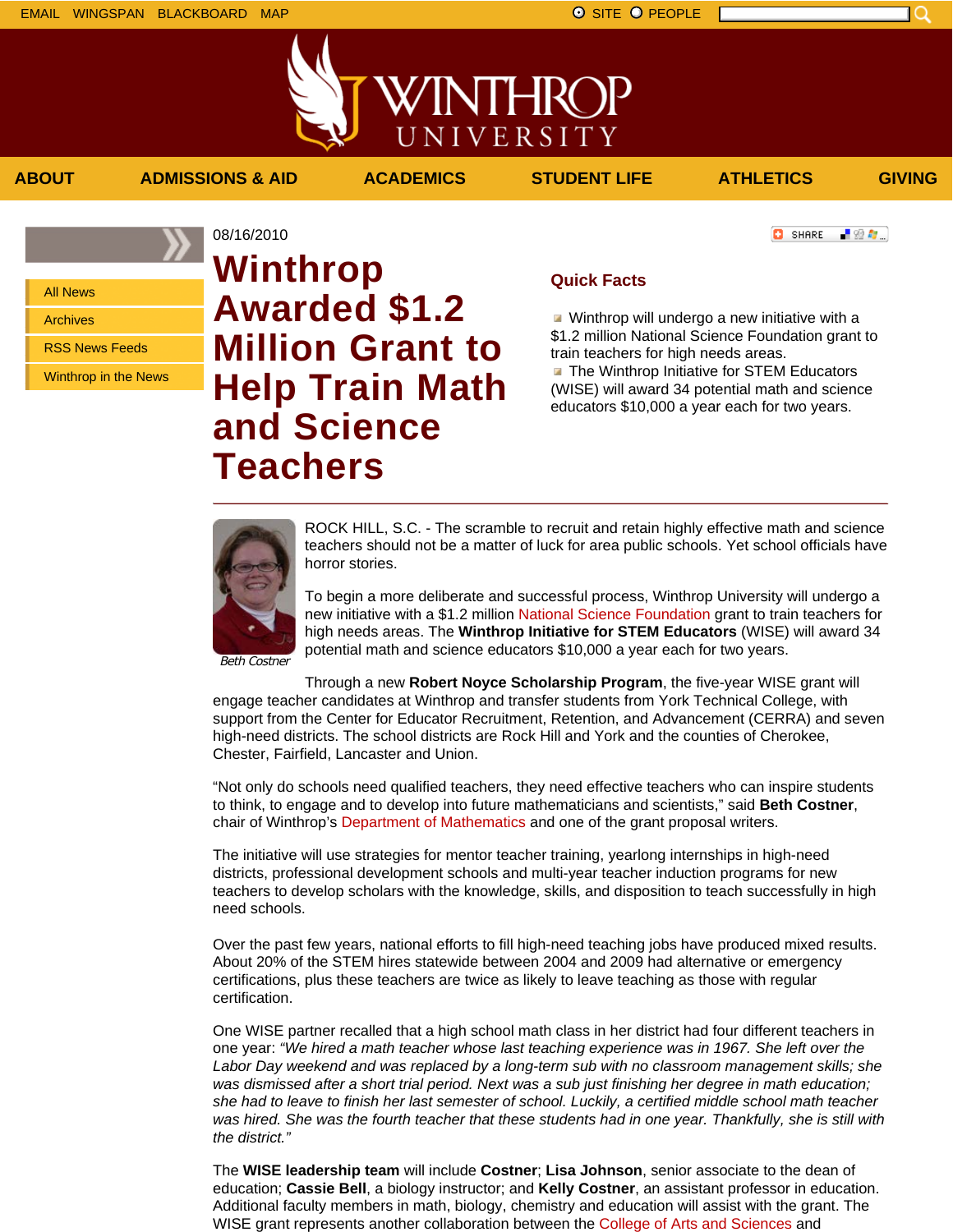EMAIL WINGSPAN BLACKBOARD MAP

SITE PEOPLE

ABOUT ADMISSIONS & AID ACADEMICS STUDENT LIFE ATHLETICS GIVING

- All News
- Archives
- RSS News Feeds
- Winthrop in the News

08/16/2010

SHARE

# Winthrop Awarded $1.2 Million Grant to Help Train Math and Science Teachers

## Quick Facts

- Winthrop will undergo a new initiative with a $1.2 million National Science Foundation grant to train teachers for high needs areas.
- The Winthrop Initiative for STEM Educators (WISE) will award 34 potential math and science educators $10,000 a year each for two years.

---

Beth Costner

ROCK HILL, S.C. - The scramble to recruit and retain highly effective math and science teachers should not be a matter of luck for area public schools. Yet school officials have horror stories.

To begin a more deliberate and successful process, Winthrop University will undergo a new initiative with a $1.2 million National Science Foundation grant to train teachers for high needs areas. The **Winthrop Initiative for STEM Educators** (WISE) will award 34 potential math and science educators $10,000 a year each for two years.

Through a new **Robert Noyce Scholarship Program**, the five-year WISE grant will engage teacher candidates at Winthrop and transfer students from York Technical College, with support from the Center for Educator Recruitment, Retention, and Advancement (CERRA) and seven high-need districts. The school districts are Rock Hill and York and the counties of Cherokee, Chester, Fairfield, Lancaster and Union.

“Not only do schools need qualified teachers, they need effective teachers who can inspire students to think, to engage and to develop into future mathematicians and scientists,” said **Beth Costner**, chair of Winthrop’s Department of Mathematics and one of the grant proposal writers.

The initiative will use strategies for mentor teacher training, yearlong internships in high-need districts, professional development schools and multi-year teacher induction programs for new teachers to develop scholars with the knowledge, skills, and disposition to teach successfully in high need schools.

Over the past few years, national efforts to fill high-need teaching jobs have produced mixed results. About 20% of the STEM hires statewide between 2004 and 2009 had alternative or emergency certifications, plus these teachers are twice as likely to leave teaching as those with regular certification.

One WISE partner recalled that a high school math class in her district had four different teachers in one year: *“We hired a math teacher whose last teaching experience was in 1967. She left over the Labor Day weekend and was replaced by a long-term sub with no classroom management skills; she was dismissed after a short trial period. Next was a sub just finishing her degree in math education; she had to leave to finish her last semester of school. Luckily, a certified middle school math teacher was hired. She was the fourth teacher that these students had in one year. Thankfully, she is still with the district.”*

The **WISE leadership team** will include **Costner**; **Lisa Johnson**, senior associate to the dean of education; **Cassie Bell**, a biology instructor; and **Kelly Costner**, an assistant professor in education. Additional faculty members in math, biology, chemistry and education will assist with the grant. The WISE grant represents another collaboration between the College of Arts and Sciences and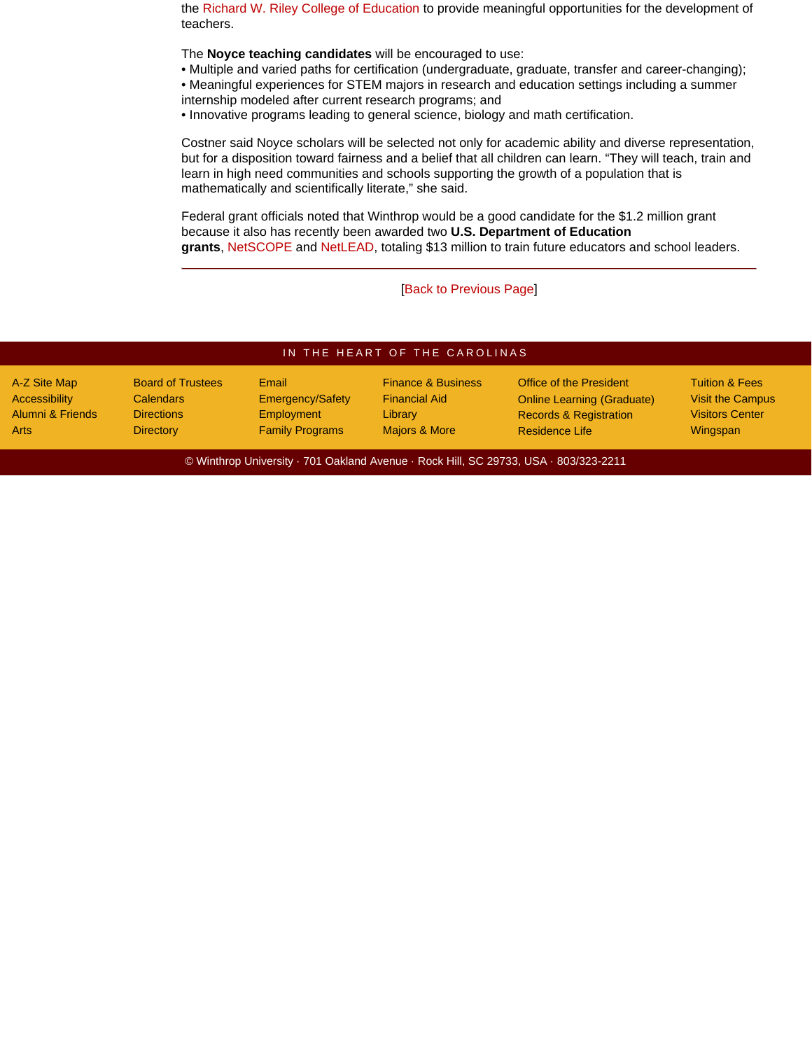the Richard W. Riley College of Education to provide meaningful opportunities for the development of teachers.

The **Noyce teaching candidates** will be encouraged to use:

- Multiple and varied paths for certification (undergraduate, graduate, transfer and career-changing);
- Meaningful experiences for STEM majors in research and education settings including a summer internship modeled after current research programs; and
- Innovative programs leading to general science, biology and math certification.

Costner said Noyce scholars will be selected not only for academic ability and diverse representation, but for a disposition toward fairness and a belief that all children can learn. “They will teach, train and learn in high need communities and schools supporting the growth of a population that is mathematically and scientifically literate,” she said.

Federal grant officials noted that Winthrop would be a good candidate for the $1.2 million grant because it also has recently been awarded two **U.S. Department of Education grants**, NetSCOPE and NetLEAD, totaling $13 million to train future educators and school leaders.

---

[Back to Previous Page]

IN THE HEART OF THE CAROLINAS

A-Z Site Map
Accessibility
Alumni & Friends
Arts
Board of Trustees
Calendars
Directions
Directory
Email
Emergency/Safety
Employment
Family Programs
Finance & Business
Financial Aid
Library
Majors & More
Office of the President
Online Learning (Graduate)
Records & Registration
Residence Life
Tuition & Fees
Visit the Campus
Visitors Center
Wingspan

© Winthrop University · 701 Oakland Avenue · Rock Hill, SC 29733, USA · 803/323-2211